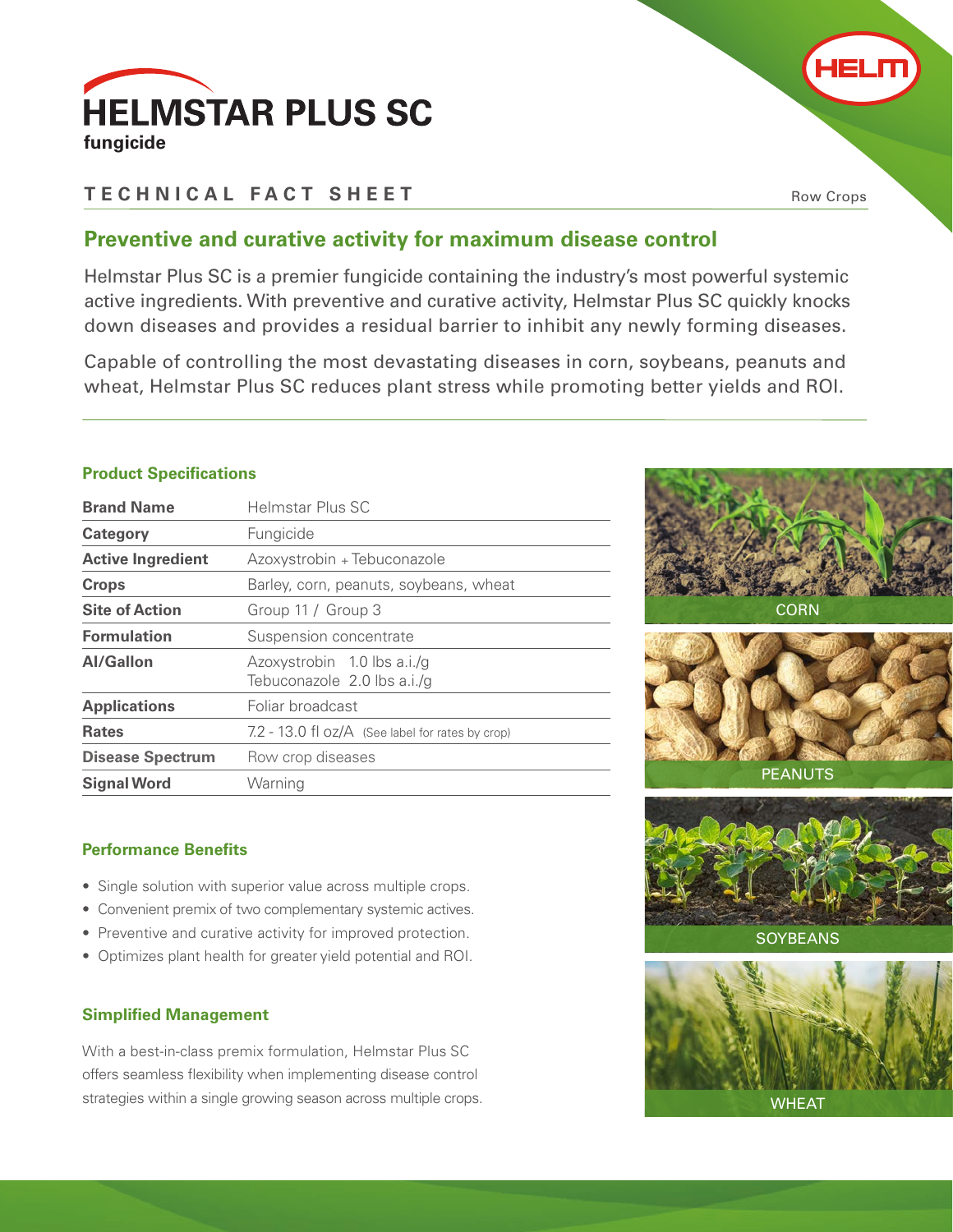# HELMSTAR PLUS SC

**fungicide**

HELM

## TECHNICAL FACT SHEET

Row Crops

### Preventive and curative activity for maximum disease control

Helmstar Plus SC is a premier fungicide containing the industry's most powerful systemic active ingredients. With preventive and curative activity, Helmstar Plus SC quickly knocks down diseases and provides a residual barrier to inhibit any newly forming diseases.

Capable of controlling the most devastating diseases in corn, soybeans, peanuts and wheat, Helmstar Plus SC reduces plant stress while promoting better yields and ROI.

### Product Specifications

| | |
|---|---|
| **Brand Name** | Helmstar Plus SC |
| **Category** | Fungicide |
| **Active Ingredient** | Azoxystrobin + Tebuconazole |
| **Crops** | Barley, corn, peanuts, soybeans, wheat |
| **Site of Action** | Group 11 / Group 3 |
| **Formulation** | Suspension concentrate |
| **AI/Gallon** | Azoxystrobin 1.0 lbs a.i./g<br>Tebuconazole 2.0 lbs a.i./g |
| **Applications** | Foliar broadcast |
| **Rates** | 7.2 - 13.0 fl oz/A (See label for rates by crop) |
| **Disease Spectrum** | Row crop diseases |
| **Signal Word** | Warning |

CORN

PEANUTS

SOYBEANS

WHEAT

### Performance Benefits

- Single solution with superior value across multiple crops.
- Convenient premix of two complementary systemic actives.
- Preventive and curative activity for improved protection.
- Optimizes plant health for greater yield potential and ROI.

### Simplified Management

With a best-in-class premix formulation, Helmstar Plus SC offers seamless flexibility when implementing disease control strategies within a single growing season across multiple crops.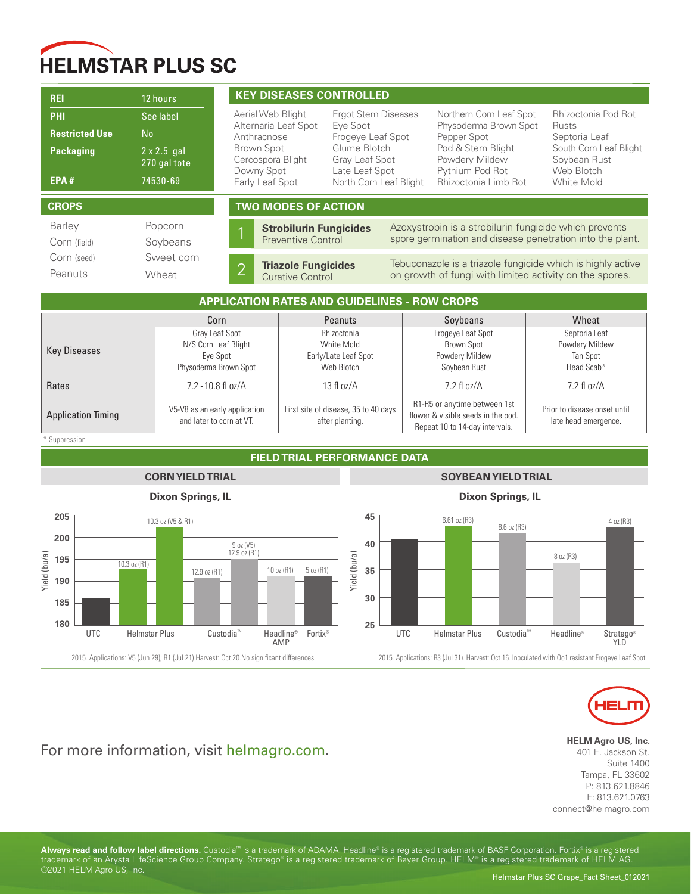# HELMSTAR PLUS SC

| | |
|---|---|
| **REI** | 12 hours |
| **PHI** | See label |
| **Restricted Use** | No |
| **Packaging** | 2 x 2.5 gal<br>270 gal tote |
| **EPA #** | 74530-69 |

## CROPS

| | |
|---|---|
| Barley | Popcorn |
| Corn (field) | Soybeans |
| Corn (seed) | Sweet corn |
| Peanuts | Wheat |

## KEY DISEASES CONTROLLED

Aerial Web Blight
Alternaria Leaf Spot
Anthracnose
Brown Spot
Cercospora Blight
Downy Spot
Early Leaf Spot
Ergot Stem Diseases
Eye Spot
Frogeye Leaf Spot
Glume Blotch
Gray Leaf Spot
Late Leaf Spot
North Corn Leaf Blight
Northern Corn Leaf Spot
Physoderma Brown Spot
Pepper Spot
Pod & Stem Blight
Powdery Mildew
Pythium Pod Rot
Rhizoctonia Limb Rot
Rhizoctonia Pod Rot
Rusts
Septoria Leaf
South Corn Leaf Blight
Soybean Rust
Web Blotch
White Mold

## TWO MODES OF ACTION

1. **Strobilurin Fungicides** Preventive Control — Azoxystrobin is a strobilurin fungicide which prevents spore germination and disease penetration into the plant.

2. **Triazole Fungicides** Curative Control — Tebuconazole is a triazole fungicide which is highly active on growth of fungi with limited activity on the spores.

## APPLICATION RATES AND GUIDELINES - ROW CROPS

| | Corn | Peanuts | Soybeans | Wheat |
|---|---|---|---|---|
| Key Diseases | Gray Leaf Spot<br>N/S Corn Leaf Blight<br>Eye Spot<br>Physoderma Brown Spot | Rhizoctonia<br>White Mold<br>Early/Late Leaf Spot<br>Web Blotch | Frogeye Leaf Spot<br>Brown Spot<br>Powdery Mildew<br>Soybean Rust | Septoria Leaf<br>Powdery Mildew<br>Tan Spot<br>Head Scab* |
| Rates | 7.2 - 10.8 fl oz/A | 13 fl oz/A | 7.2 fl oz/A | 7.2 fl oz/A |
| Application Timing | V5-V8 as an early application and later to corn at VT. | First site of disease, 35 to 40 days after planting. | R1-R5 or anytime between 1st flower & visible seeds in the pod. Repeat 10 to 14-day intervals. | Prior to disease onset until late head emergence. |

* Suppression

## FIELD TRIAL PERFORMANCE DATA

### CORN YIELD TRIAL

**Dixon Springs, IL**

Yield (bu/a)
205
200
195
190
185
180
UTC
Helmstar Plus
Custodia™
Headline® AMP
Fortix®
10.3 oz (R1)
10.3 oz (V5 & R1)
12.9 oz (R1)
9 oz (V5)
12.9 oz (R1)
10 oz (R1)
5 oz (R1)

2015. Applications: V5 (Jun 29); R1 (Jul 21) Harvest: Oct 20.No significant differences.

### SOYBEAN YIELD TRIAL

**Dixon Springs, IL**

Yield (bu/a)
45
40
35
30
25
UTC
Helmstar Plus
Custodia™
Headline®
Stratego® YLD
6.61 oz (R3)
8.6 oz (R3)
8 oz (R3)
4 oz (R3)

2015. Applications: R3 (Jul 31). Harvest: Oct 16. Inoculated with Qo1 resistant Frogeye Leaf Spot.

For more information, visit helmagro.com.

**HELM Agro US, Inc.**
401 E. Jackson St.
Suite 1400
Tampa, FL 33602
P: 813.621.8846
F: 813.621.0763
connect@helmagro.com

**Always read and follow label directions.** Custodia™ is a trademark of ADAMA. Headline® is a registered trademark of BASF Corporation. Fortix® is a registered trademark of an Arysta LifeScience Group Company. Stratego® is a registered trademark of Bayer Group. HELM® is a registered trademark of HELM AG. ©2021 HELM Agro US, Inc.

Helmstar Plus SC Grape_Fact Sheet_012021